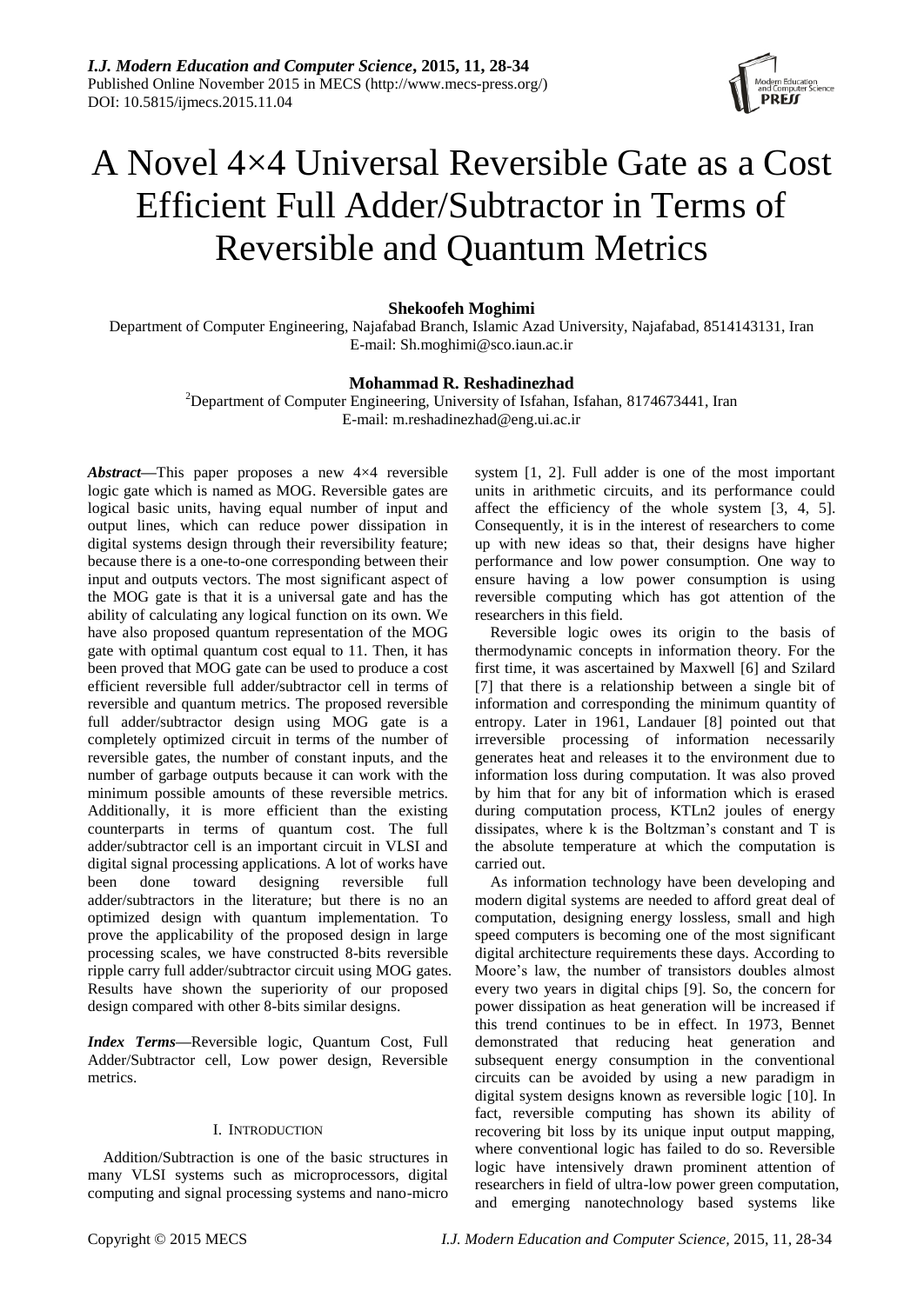# A Novel 4×4 Universal Reversible Gate as a Cost Efficient Full Adder/Subtractor in Terms of Reversible and Quantum Metrics

**Shekoofeh Moghimi**

Department of Computer Engineering, Najafabad Branch, Islamic Azad University, Najafabad, 8514143131, Iran
E-mail: Sh.moghimi@sco.iaun.ac.ir

**Mohammad R. Reshadinezhad**

[2]Department of Computer Engineering, University of Isfahan, Isfahan, 8174673441, Iran
E-mail: m.reshadinezhad@eng.ui.ac.ir

***Abstract*—**This paper proposes a new 4×4 reversible logic gate which is named as MOG. Reversible gates are logical basic units, having equal number of input and output lines, which can reduce power dissipation in digital systems design through their reversibility feature; because there is a one-to-one corresponding between their input and outputs vectors. The most significant aspect of the MOG gate is that it is a universal gate and has the ability of calculating any logical function on its own. We have also proposed quantum representation of the MOG gate with optimal quantum cost equal to 11. Then, it has been proved that MOG gate can be used to produce a cost efficient reversible full adder/subtractor cell in terms of reversible and quantum metrics. The proposed reversible full adder/subtractor design using MOG gate is a completely optimized circuit in terms of the number of reversible gates, the number of constant inputs, and the number of garbage outputs because it can work with the minimum possible amounts of these reversible metrics. Additionally, it is more efficient than the existing counterparts in terms of quantum cost. The full adder/subtractor cell is an important circuit in VLSI and digital signal processing applications. A lot of works have been done toward designing reversible full adder/subtractors in the literature; but there is no an optimized design with quantum implementation. To prove the applicability of the proposed design in large processing scales, we have constructed 8-bits reversible ripple carry full adder/subtractor circuit using MOG gates. Results have shown the superiority of our proposed design compared with other 8-bits similar designs.

***Index Terms*—**Reversible logic, Quantum Cost, Full Adder/Subtractor cell, Low power design, Reversible metrics.

## I. Introduction

Addition/Subtraction is one of the basic structures in many VLSI systems such as microprocessors, digital computing and signal processing systems and nano-micro system [1, 2]. Full adder is one of the most important units in arithmetic circuits, and its performance could affect the efficiency of the whole system [3, 4, 5]. Consequently, it is in the interest of researchers to come up with new ideas so that, their designs have higher performance and low power consumption. One way to ensure having a low power consumption is using reversible computing which has got attention of the researchers in this field.

Reversible logic owes its origin to the basis of thermodynamic concepts in information theory. For the first time, it was ascertained by Maxwell [6] and Szilard [7] that there is a relationship between a single bit of information and corresponding the minimum quantity of entropy. Later in 1961, Landauer [8] pointed out that irreversible processing of information necessarily generates heat and releases it to the environment due to information loss during computation. It was also proved by him that for any bit of information which is erased during computation process, KTLn2 joules of energy dissipates, where k is the Boltzman's constant and T is the absolute temperature at which the computation is carried out.

As information technology have been developing and modern digital systems are needed to afford great deal of computation, designing energy lossless, small and high speed computers is becoming one of the most significant digital architecture requirements these days. According to Moore's law, the number of transistors doubles almost every two years in digital chips [9]. So, the concern for power dissipation as heat generation will be increased if this trend continues to be in effect. In 1973, Bennet demonstrated that reducing heat generation and subsequent energy consumption in the conventional circuits can be avoided by using a new paradigm in digital system designs known as reversible logic [10]. In fact, reversible computing has shown its ability of recovering bit loss by its unique input output mapping, where conventional logic has failed to do so. Reversible logic have intensively drawn prominent attention of researchers in field of ultra-low power green computation, and emerging nanotechnology based systems like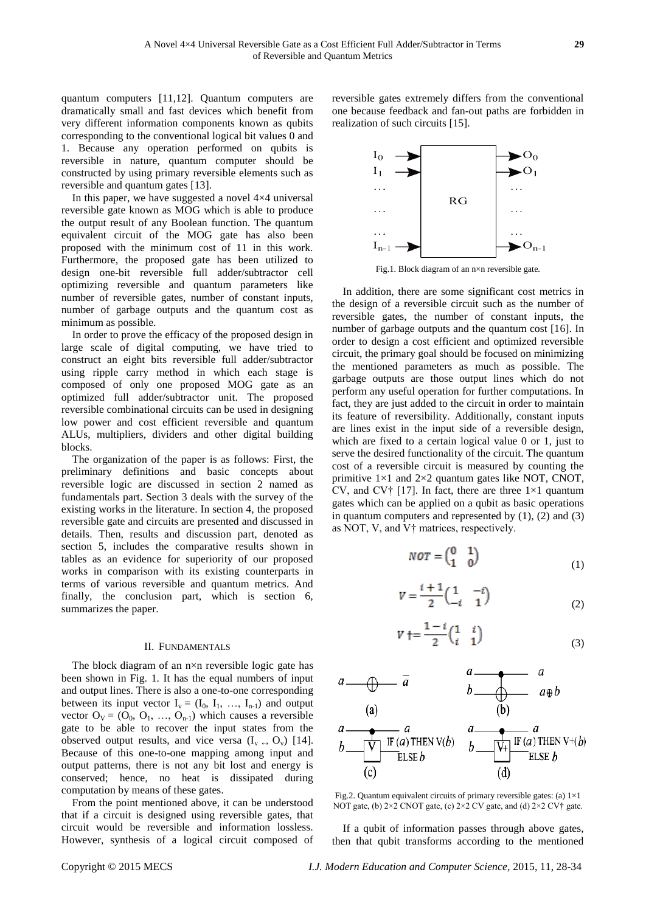quantum computers [11,12]. Quantum computers are dramatically small and fast devices which benefit from very different information components known as qubits corresponding to the conventional logical bit values 0 and 1. Because any operation performed on qubits is reversible in nature, quantum computer should be constructed by using primary reversible elements such as reversible and quantum gates [13].

In this paper, we have suggested a novel 4×4 universal reversible gate known as MOG which is able to produce the output result of any Boolean function. The quantum equivalent circuit of the MOG gate has also been proposed with the minimum cost of 11 in this work. Furthermore, the proposed gate has been utilized to design one-bit reversible full adder/subtractor cell optimizing reversible and quantum parameters like number of reversible gates, number of constant inputs, number of garbage outputs and the quantum cost as minimum as possible.

In order to prove the efficacy of the proposed design in large scale of digital computing, we have tried to construct an eight bits reversible full adder/subtractor using ripple carry method in which each stage is composed of only one proposed MOG gate as an optimized full adder/subtractor unit. The proposed reversible combinational circuits can be used in designing low power and cost efficient reversible and quantum ALUs, multipliers, dividers and other digital building blocks.

The organization of the paper is as follows: First, the preliminary definitions and basic concepts about reversible logic are discussed in section 2 named as fundamentals part. Section 3 deals with the survey of the existing works in the literature. In section 4, the proposed reversible gate and circuits are presented and discussed in details. Then, results and discussion part, denoted as section 5, includes the comparative results shown in tables as an evidence for superiority of our proposed works in comparison with its existing counterparts in terms of various reversible and quantum metrics. And finally, the conclusion part, which is section 6, summarizes the paper.

## II. Fundamentals

The block diagram of an n×n reversible logic gate has been shown in Fig. 1. It has the equal numbers of input and output lines. There is also a one-to-one corresponding between its input vector $I_v = (I_0, I_1, \ldots, I_{n-1})$ and output vector $O_V = (O_0, O_1, \ldots, O_{n-1})$ which causes a reversible gate to be able to recover the input states from the observed output results, and vice versa ($I_v \leftrightarrow O_v$) [14]. Because of this one-to-one mapping among input and output patterns, there is not any bit lost and energy is conserved; hence, no heat is dissipated during computation by means of these gates.

From the point mentioned above, it can be understood that if a circuit is designed using reversible gates, that circuit would be reversible and information lossless. However, synthesis of a logical circuit composed of reversible gates extremely differs from the conventional one because feedback and fan-out paths are forbidden in realization of such circuits [15].

Fig.1. Block diagram of an n×n reversible gate.

In addition, there are some significant cost metrics in the design of a reversible circuit such as the number of reversible gates, the number of constant inputs, the number of garbage outputs and the quantum cost [16]. In order to design a cost efficient and optimized reversible circuit, the primary goal should be focused on minimizing the mentioned parameters as much as possible. The garbage outputs are those output lines which do not perform any useful operation for further computations. In fact, they are just added to the circuit in order to maintain its feature of reversibility. Additionally, constant inputs are lines exist in the input side of a reversible design, which are fixed to a certain logical value 0 or 1, just to serve the desired functionality of the circuit. The quantum cost of a reversible circuit is measured by counting the primitive 1×1 and 2×2 quantum gates like NOT, CNOT, CV, and CV† [17]. In fact, there are three 1×1 quantum gates which can be applied on a qubit as basic operations in quantum computers and represented by (1), (2) and (3) as NOT, V, and V† matrices, respectively.

$$NOT = \begin{pmatrix} 0 & 1 \\ 1 & 0 \end{pmatrix} \tag{1}$$

$$V = \frac{i+1}{2}\begin{pmatrix} 1 & -i \\ -i & 1 \end{pmatrix} \tag{2}$$

$$V\dagger = \frac{1-i}{2}\begin{pmatrix} 1 & i \\ i & 1 \end{pmatrix} \tag{3}$$

Fig.2. Quantum equivalent circuits of primary reversible gates: (a) 1×1 NOT gate, (b) 2×2 CNOT gate, (c) 2×2 CV gate, and (d) 2×2 CV† gate.

If a qubit of information passes through above gates, then that qubit transforms according to the mentioned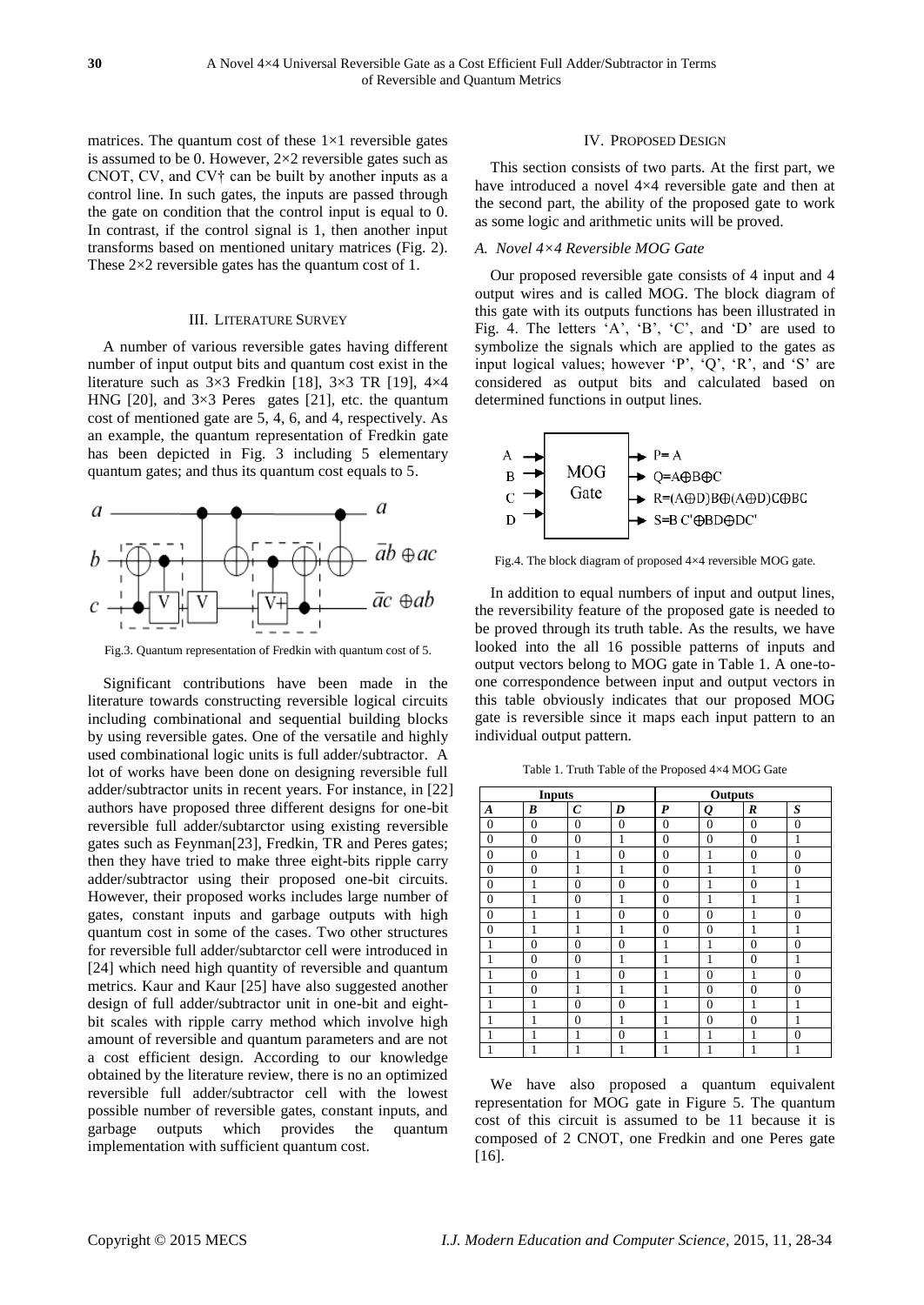matrices. The quantum cost of these 1×1 reversible gates is assumed to be 0. However, 2×2 reversible gates such as CNOT, CV, and CV† can be built by another inputs as a control line. In such gates, the inputs are passed through the gate on condition that the control input is equal to 0. In contrast, if the control signal is 1, then another input transforms based on mentioned unitary matrices (Fig. 2). These 2×2 reversible gates has the quantum cost of 1.

## III. Literature Survey

A number of various reversible gates having different number of input output bits and quantum cost exist in the literature such as 3×3 Fredkin [18], 3×3 TR [19], 4×4 HNG [20], and 3×3 Peres gates [21], etc. the quantum cost of mentioned gate are 5, 4, 6, and 4, respectively. As an example, the quantum representation of Fredkin gate has been depicted in Fig. 3 including 5 elementary quantum gates; and thus its quantum cost equals to 5.

Fig.3. Quantum representation of Fredkin with quantum cost of 5.

Significant contributions have been made in the literature towards constructing reversible logical circuits including combinational and sequential building blocks by using reversible gates. One of the versatile and highly used combinational logic units is full adder/subtractor. A lot of works have been done on designing reversible full adder/subtractor units in recent years. For instance, in [22] authors have proposed three different designs for one-bit reversible full adder/subtarctor using existing reversible gates such as Feynman[23], Fredkin, TR and Peres gates; then they have tried to make three eight-bits ripple carry adder/subtractor using their proposed one-bit circuits. However, their proposed works includes large number of gates, constant inputs and garbage outputs with high quantum cost in some of the cases. Two other structures for reversible full adder/subtarctor cell were introduced in [24] which need high quantity of reversible and quantum metrics. Kaur and Kaur [25] have also suggested another design of full adder/subtractor unit in one-bit and eight-bit scales with ripple carry method which involve high amount of reversible and quantum parameters and are not a cost efficient design. According to our knowledge obtained by the literature review, there is no an optimized reversible full adder/subtractor cell with the lowest possible number of reversible gates, constant inputs, and garbage outputs which provides the quantum implementation with sufficient quantum cost.

## IV. Proposed Design

This section consists of two parts. At the first part, we have introduced a novel 4×4 reversible gate and then at the second part, the ability of the proposed gate to work as some logic and arithmetic units will be proved.

### A. Novel 4×4 Reversible MOG Gate

Our proposed reversible gate consists of 4 input and 4 output wires and is called MOG. The block diagram of this gate with its outputs functions has been illustrated in Fig. 4. The letters 'A', 'B', 'C', and 'D' are used to symbolize the signals which are applied to the gates as input logical values; however 'P', 'Q', 'R', and 'S' are considered as output bits and calculated based on determined functions in output lines.

$P = A$, $Q = A \oplus B \oplus C$, $R = (A \oplus D)B \oplus (A \oplus D)C \oplus BC$, $S = BC' \oplus BD \oplus DC'$

Fig.4. The block diagram of proposed 4×4 reversible MOG gate.

In addition to equal numbers of input and output lines, the reversibility feature of the proposed gate is needed to be proved through its truth table. As the results, we have looked into the all 16 possible patterns of inputs and output vectors belong to MOG gate in Table 1. A one-to-one correspondence between input and output vectors in this table obviously indicates that our proposed MOG gate is reversible since it maps each input pattern to an individual output pattern.

Table 1. Truth Table of the Proposed 4×4 MOG Gate

| Inputs | | | | Outputs | | | |
|---|---|---|---|---|---|---|---|
| ***A*** | ***B*** | ***C*** | ***D*** | ***P*** | ***Q*** | ***R*** | ***S*** |
| 0 | 0 | 0 | 0 | 0 | 0 | 0 | 0 |
| 0 | 0 | 0 | 1 | 0 | 0 | 0 | 1 |
| 0 | 0 | 1 | 0 | 0 | 1 | 0 | 0 |
| 0 | 0 | 1 | 1 | 0 | 1 | 1 | 0 |
| 0 | 1 | 0 | 0 | 0 | 1 | 0 | 1 |
| 0 | 1 | 0 | 1 | 0 | 1 | 1 | 1 |
| 0 | 1 | 1 | 0 | 0 | 0 | 1 | 0 |
| 0 | 1 | 1 | 1 | 0 | 0 | 1 | 1 |
| 1 | 0 | 0 | 0 | 1 | 1 | 0 | 0 |
| 1 | 0 | 0 | 1 | 1 | 1 | 0 | 1 |
| 1 | 0 | 1 | 0 | 1 | 0 | 1 | 0 |
| 1 | 0 | 1 | 1 | 1 | 0 | 0 | 0 |
| 1 | 1 | 0 | 0 | 1 | 0 | 1 | 1 |
| 1 | 1 | 0 | 1 | 1 | 0 | 0 | 1 |
| 1 | 1 | 1 | 0 | 1 | 1 | 1 | 0 |
| 1 | 1 | 1 | 1 | 1 | 1 | 1 | 1 |

We have also proposed a quantum equivalent representation for MOG gate in Figure 5. The quantum cost of this circuit is assumed to be 11 because it is composed of 2 CNOT, one Fredkin and one Peres gate [16].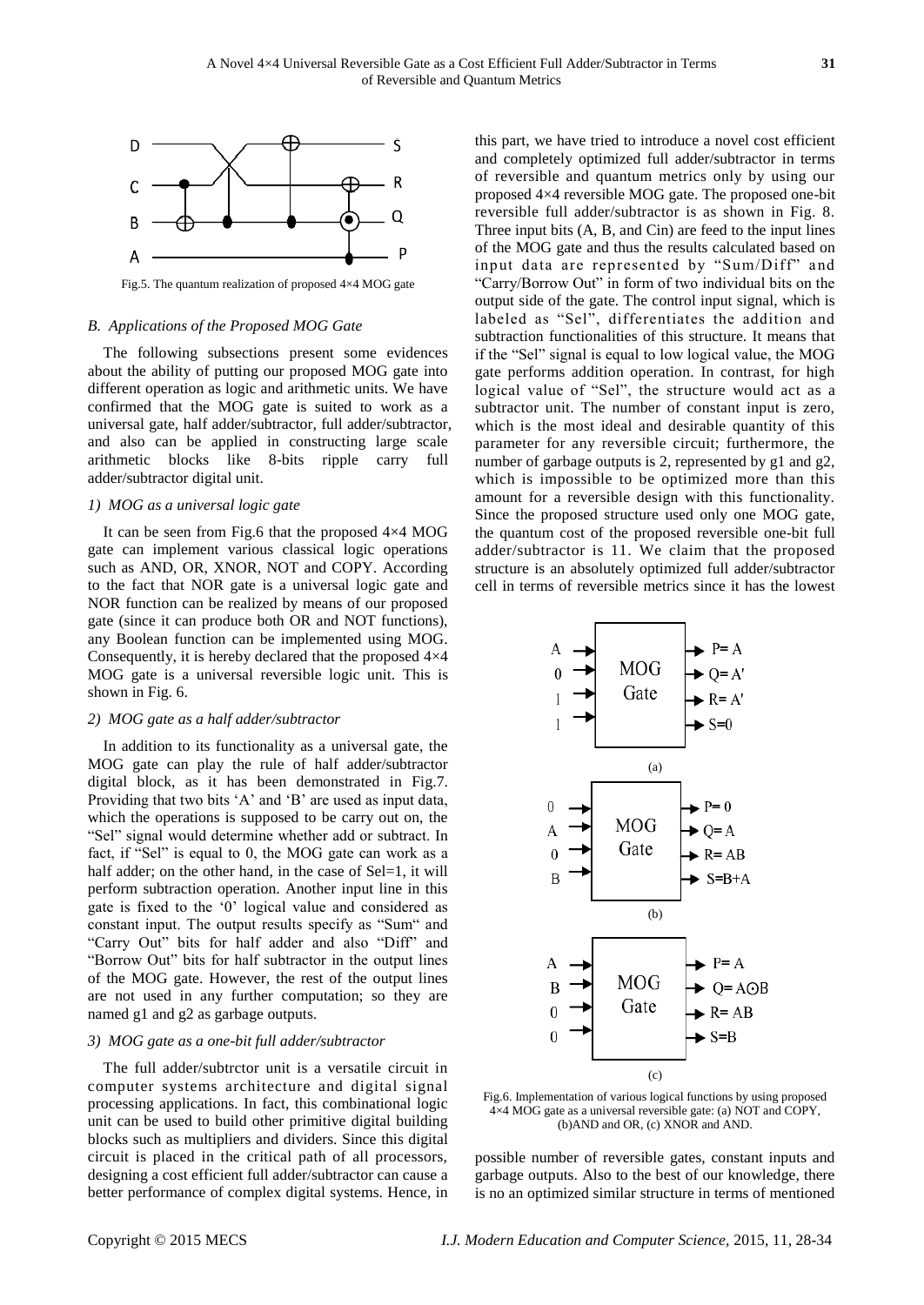Fig.5. The quantum realization of proposed 4×4 MOG gate

### B. Applications of the Proposed MOG Gate

The following subsections present some evidences about the ability of putting our proposed MOG gate into different operation as logic and arithmetic units. We have confirmed that the MOG gate is suited to work as a universal gate, half adder/subtractor, full adder/subtractor, and also can be applied in constructing large scale arithmetic blocks like 8-bits ripple carry full adder/subtractor digital unit.

#### 1) MOG as a universal logic gate

It can be seen from Fig.6 that the proposed 4×4 MOG gate can implement various classical logic operations such as AND, OR, XNOR, NOT and COPY. According to the fact that NOR gate is a universal logic gate and NOR function can be realized by means of our proposed gate (since it can produce both OR and NOT functions), any Boolean function can be implemented using MOG. Consequently, it is hereby declared that the proposed 4×4 MOG gate is a universal reversible logic unit. This is shown in Fig. 6.

#### 2) MOG gate as a half adder/subtractor

In addition to its functionality as a universal gate, the MOG gate can play the rule of half adder/subtractor digital block, as it has been demonstrated in Fig.7. Providing that two bits 'A' and 'B' are used as input data, which the operations is supposed to be carry out on, the "Sel" signal would determine whether add or subtract. In fact, if "Sel" is equal to 0, the MOG gate can work as a half adder; on the other hand, in the case of Sel=1, it will perform subtraction operation. Another input line in this gate is fixed to the '0' logical value and considered as constant input. The output results specify as "Sum" and "Carry Out" bits for half adder and also "Diff" and "Borrow Out" bits for half subtractor in the output lines of the MOG gate. However, the rest of the output lines are not used in any further computation; so they are named g1 and g2 as garbage outputs.

#### 3) MOG gate as a one-bit full adder/subtractor

The full adder/subtrctor unit is a versatile circuit in computer systems architecture and digital signal processing applications. In fact, this combinational logic unit can be used to build other primitive digital building blocks such as multipliers and dividers. Since this digital circuit is placed in the critical path of all processors, designing a cost efficient full adder/subtractor can cause a better performance of complex digital systems. Hence, in this part, we have tried to introduce a novel cost efficient and completely optimized full adder/subtractor in terms of reversible and quantum metrics only by using our proposed 4×4 reversible MOG gate. The proposed one-bit reversible full adder/subtractor is as shown in Fig. 8. Three input bits (A, B, and Cin) are feed to the input lines of the MOG gate and thus the results calculated based on input data are represented by "Sum/Diff" and "Carry/Borrow Out" in form of two individual bits on the output side of the gate. The control input signal, which is labeled as "Sel", differentiates the addition and subtraction functionalities of this structure. It means that if the "Sel" signal is equal to low logical value, the MOG gate performs addition operation. In contrast, for high logical value of "Sel", the structure would act as a subtractor unit. The number of constant input is zero, which is the most ideal and desirable quantity of this parameter for any reversible circuit; furthermore, the number of garbage outputs is 2, represented by g1 and g2, which is impossible to be optimized more than this amount for a reversible design with this functionality. Since the proposed structure used only one MOG gate, the quantum cost of the proposed reversible one-bit full adder/subtractor is 11. We claim that the proposed structure is an absolutely optimized full adder/subtractor cell in terms of reversible metrics since it has the lowest possible number of reversible gates, constant inputs and garbage outputs. Also to the best of our knowledge, there is no an optimized similar structure in terms of mentioned

Fig.6. Implementation of various logical functions by using proposed 4×4 MOG gate as a universal reversible gate: (a) NOT and COPY, (b)AND and OR, (c) XNOR and AND.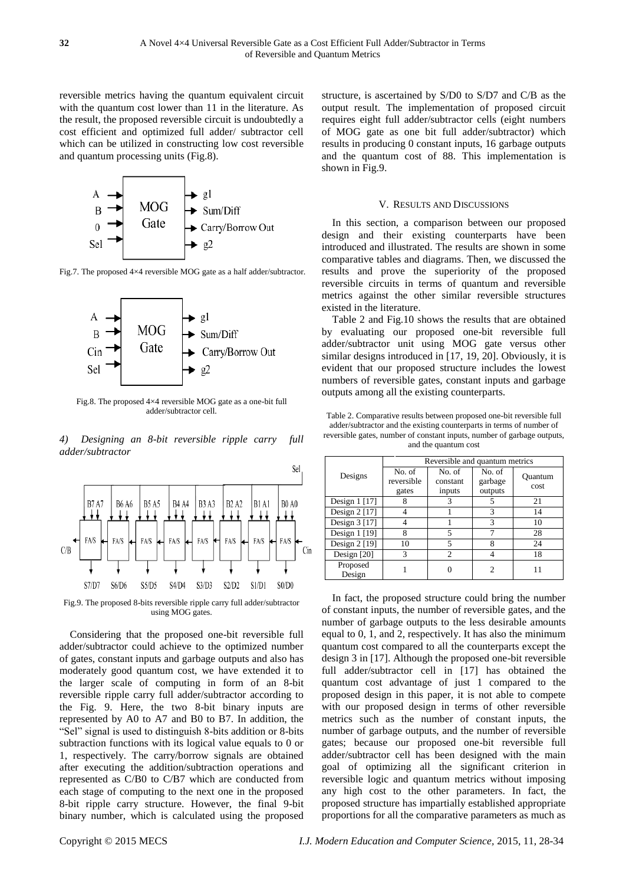reversible metrics having the quantum equivalent circuit with the quantum cost lower than 11 in the literature. As the result, the proposed reversible circuit is undoubtedly a cost efficient and optimized full adder/ subtractor cell which can be utilized in constructing low cost reversible and quantum processing units (Fig.8).

Fig.7. The proposed 4×4 reversible MOG gate as a half adder/subtractor.

Fig.8. The proposed 4×4 reversible MOG gate as a one-bit full adder/subtractor cell.

*4) Designing an 8-bit reversible ripple carry full adder/subtractor*

Fig.9. The proposed 8-bits reversible ripple carry full adder/subtractor using MOG gates.

Considering that the proposed one-bit reversible full adder/subtractor could achieve to the optimized number of gates, constant inputs and garbage outputs and also has moderately good quantum cost, we have extended it to the larger scale of computing in form of an 8-bit reversible ripple carry full adder/subtractor according to the Fig. 9. Here, the two 8-bit binary inputs are represented by A0 to A7 and B0 to B7. In addition, the "Sel" signal is used to distinguish 8-bits addition or 8-bits subtraction functions with its logical value equals to 0 or 1, respectively. The carry/borrow signals are obtained after executing the addition/subtraction operations and represented as C/B0 to C/B7 which are conducted from each stage of computing to the next one in the proposed 8-bit ripple carry structure. However, the final 9-bit binary number, which is calculated using the proposed structure, is ascertained by S/D0 to S/D7 and C/B as the output result. The implementation of proposed circuit requires eight full adder/subtractor cells (eight numbers of MOG gate as one bit full adder/subtractor) which results in producing 0 constant inputs, 16 garbage outputs and the quantum cost of 88. This implementation is shown in Fig.9.

## V. Results and Discussions

In this section, a comparison between our proposed design and their existing counterparts have been introduced and illustrated. The results are shown in some comparative tables and diagrams. Then, we discussed the results and prove the superiority of the proposed reversible circuits in terms of quantum and reversible metrics against the other similar reversible structures existed in the literature.

Table 2 and Fig.10 shows the results that are obtained by evaluating our proposed one-bit reversible full adder/subtractor unit using MOG gate versus other similar designs introduced in [17, 19, 20]. Obviously, it is evident that our proposed structure includes the lowest numbers of reversible gates, constant inputs and garbage outputs among all the existing counterparts.

Table 2. Comparative results between proposed one-bit reversible full adder/subtractor and the existing counterparts in terms of number of reversible gates, number of constant inputs, number of garbage outputs, and the quantum cost

| Designs | Reversible and quantum metrics | | | |
|---|---|---|---|---|
| | No. of reversible gates | No. of constant inputs | No. of garbage outputs | Quantum cost |
| Design 1 [17] | 8 | 3 | 5 | 21 |
| Design 2 [17] | 4 | 1 | 3 | 14 |
| Design 3 [17] | 4 | 1 | 3 | 10 |
| Design 1 [19] | 8 | 5 | 7 | 28 |
| Design 2 [19] | 10 | 5 | 8 | 24 |
| Design [20] | 3 | 2 | 4 | 18 |
| Proposed Design | 1 | 0 | 2 | 11 |

In fact, the proposed structure could bring the number of constant inputs, the number of reversible gates, and the number of garbage outputs to the less desirable amounts equal to 0, 1, and 2, respectively. It has also the minimum quantum cost compared to all the counterparts except the design 3 in [17]. Although the proposed one-bit reversible full adder/subtractor cell in [17] has obtained the quantum cost advantage of just 1 compared to the proposed design in this paper, it is not able to compete with our proposed design in terms of other reversible metrics such as the number of constant inputs, the number of garbage outputs, and the number of reversible gates; because our proposed one-bit reversible full adder/subtractor cell has been designed with the main goal of optimizing all the significant criterion in reversible logic and quantum metrics without imposing any high cost to the other parameters. In fact, the proposed structure has impartially established appropriate proportions for all the comparative parameters as much as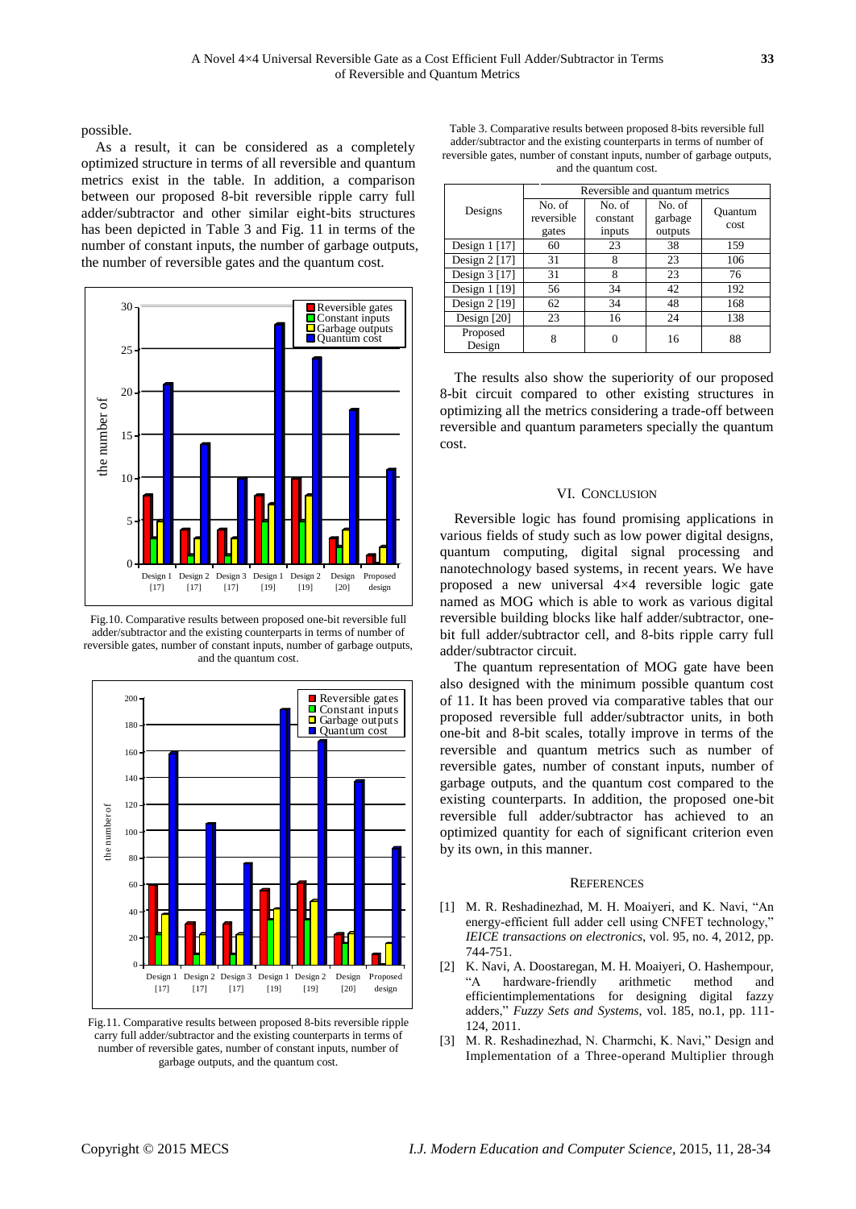possible.

As a result, it can be considered as a completely optimized structure in terms of all reversible and quantum metrics exist in the table. In addition, a comparison between our proposed 8-bit reversible ripple carry full adder/subtractor and other similar eight-bits structures has been depicted in Table 3 and Fig. 11 in terms of the number of constant inputs, the number of garbage outputs, the number of reversible gates and the quantum cost.

Fig.10. Comparative results between proposed one-bit reversible full adder/subtractor and the existing counterparts in terms of number of reversible gates, number of constant inputs, number of garbage outputs, and the quantum cost.

Fig.11. Comparative results between proposed 8-bits reversible ripple carry full adder/subtractor and the existing counterparts in terms of number of reversible gates, number of constant inputs, number of garbage outputs, and the quantum cost.

Table 3. Comparative results between proposed 8-bits reversible full adder/subtractor and the existing counterparts in terms of number of reversible gates, number of constant inputs, number of garbage outputs, and the quantum cost.

| Designs | Reversible and quantum metrics | | | |
|---|---|---|---|---|
| | No. of reversible gates | No. of constant inputs | No. of garbage outputs | Quantum cost |
| Design 1 [17] | 60 | 23 | 38 | 159 |
| Design 2 [17] | 31 | 8 | 23 | 106 |
| Design 3 [17] | 31 | 8 | 23 | 76 |
| Design 1 [19] | 56 | 34 | 42 | 192 |
| Design 2 [19] | 62 | 34 | 48 | 168 |
| Design [20] | 23 | 16 | 24 | 138 |
| Proposed Design | 8 | 0 | 16 | 88 |

The results also show the superiority of our proposed 8-bit circuit compared to other existing structures in optimizing all the metrics considering a trade-off between reversible and quantum parameters specially the quantum cost.

## VI. Conclusion

Reversible logic has found promising applications in various fields of study such as low power digital designs, quantum computing, digital signal processing and nanotechnology based systems, in recent years. We have proposed a new universal 4×4 reversible logic gate named as MOG which is able to work as various digital reversible building blocks like half adder/subtractor, one-bit full adder/subtractor cell, and 8-bits ripple carry full adder/subtractor circuit.

The quantum representation of MOG gate have been also designed with the minimum possible quantum cost of 11. It has been proved via comparative tables that our proposed reversible full adder/subtractor units, in both one-bit and 8-bit scales, totally improve in terms of the reversible and quantum metrics such as number of reversible gates, number of constant inputs, number of garbage outputs, and the quantum cost compared to the existing counterparts. In addition, the proposed one-bit reversible full adder/subtractor has achieved to an optimized quantity for each of significant criterion even by its own, in this manner.

## References

[1] M. R. Reshadinezhad, M. H. Moaiyeri, and K. Navi, "An energy-efficient full adder cell using CNFET technology," *IEICE transactions on electronics*, vol. 95, no. 4, 2012, pp. 744-751.

[2] K. Navi, A. Doostaregan, M. H. Moaiyeri, O. Hashemipour, "A hardware-friendly arithmetic method and efficientimplementations for designing digital fazzy adders," *Fuzzy Sets and Systems*, vol. 185, no.1, pp. 111-124, 2011.

[3] M. R. Reshadinezhad, N. Charmchi, K. Navi," Design and Implementation of a Three-operand Multiplier through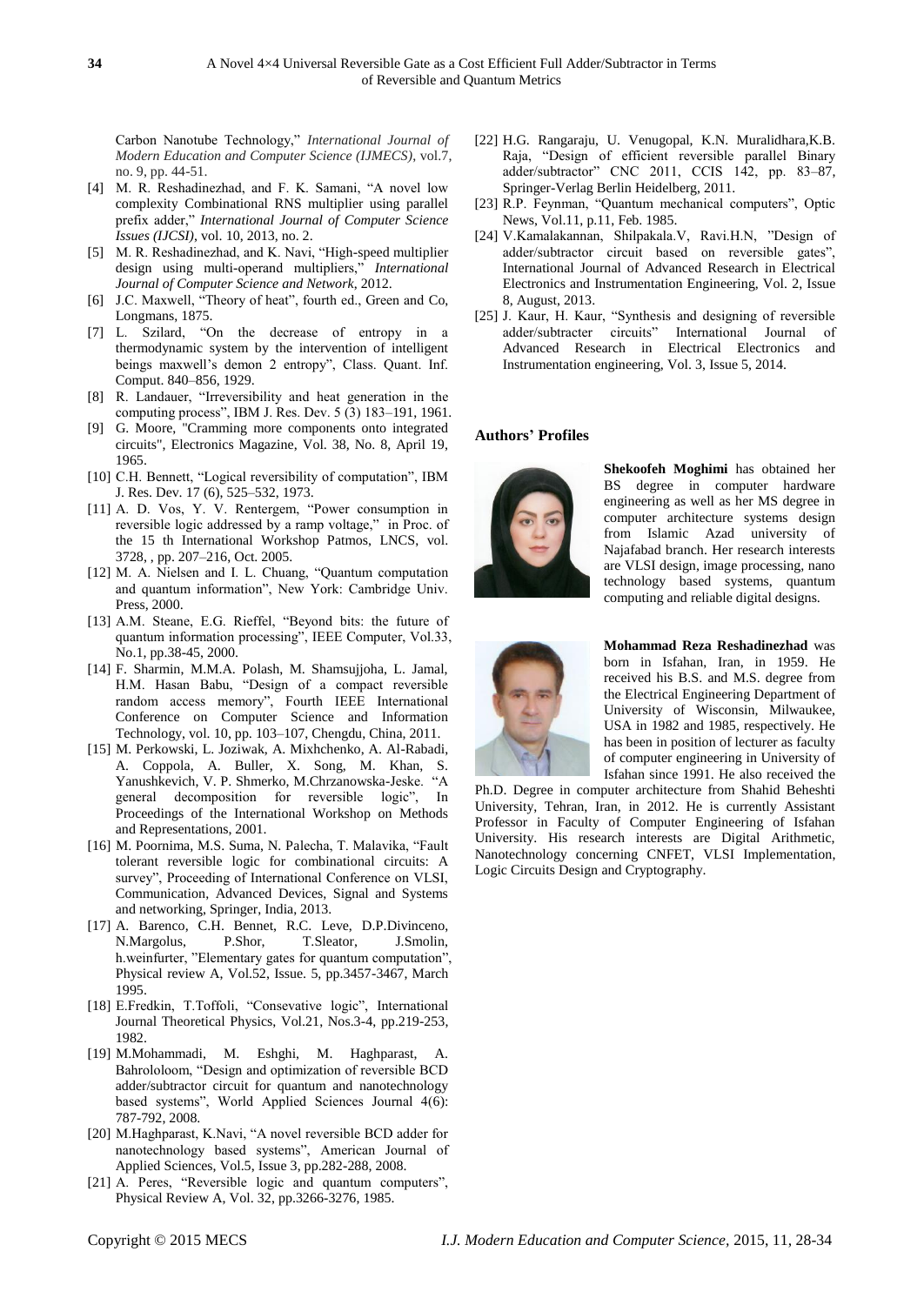Carbon Nanotube Technology," *International Journal of Modern Education and Computer Science (IJMECS)*, vol.7, no. 9, pp. 44-51.

[4] M. R. Reshadinezhad, and F. K. Samani, "A novel low complexity Combinational RNS multiplier using parallel prefix adder," *International Journal of Computer Science Issues (IJCSI)*, vol. 10, 2013, no. 2.

[5] M. R. Reshadinezhad, and K. Navi, "High-speed multiplier design using multi-operand multipliers," *International Journal of Computer Science and Network*, 2012.

[6] J.C. Maxwell, "Theory of heat", fourth ed., Green and Co, Longmans, 1875.

[7] L. Szilard, "On the decrease of entropy in a thermodynamic system by the intervention of intelligent beings maxwell's demon 2 entropy", Class. Quant. Inf. Comput. 840–856, 1929.

[8] R. Landauer, "Irreversibility and heat generation in the computing process", IBM J. Res. Dev. 5 (3) 183–191, 1961.

[9] G. Moore, "Cramming more components onto integrated circuits", Electronics Magazine, Vol. 38, No. 8, April 19, 1965.

[10] C.H. Bennett, "Logical reversibility of computation", IBM J. Res. Dev. 17 (6), 525–532, 1973.

[11] A. D. Vos, Y. V. Rentergem, "Power consumption in reversible logic addressed by a ramp voltage," in Proc. of the 15 th International Workshop Patmos, LNCS, vol. 3728, , pp. 207–216, Oct. 2005.

[12] M. A. Nielsen and I. L. Chuang, "Quantum computation and quantum information", New York: Cambridge Univ. Press, 2000.

[13] A.M. Steane, E.G. Rieffel, "Beyond bits: the future of quantum information processing", IEEE Computer, Vol.33, No.1, pp.38-45, 2000.

[14] F. Sharmin, M.M.A. Polash, M. Shamsujjoha, L. Jamal, H.M. Hasan Babu, "Design of a compact reversible random access memory", Fourth IEEE International Conference on Computer Science and Information Technology, vol. 10, pp. 103–107, Chengdu, China, 2011.

[15] M. Perkowski, L. Joziwak, A. Mixhchenko, A. Al-Rabadi, A. Coppola, A. Buller, X. Song, M. Khan, S. Yanushkevich, V. P. Shmerko, M.Chrzanowska-Jeske. "A general decomposition for reversible logic", In Proceedings of the International Workshop on Methods and Representations, 2001.

[16] M. Poornima, M.S. Suma, N. Palecha, T. Malavika, "Fault tolerant reversible logic for combinational circuits: A survey", Proceeding of International Conference on VLSI, Communication, Advanced Devices, Signal and Systems and networking, Springer, India, 2013.

[17] A. Barenco, C.H. Bennet, R.C. Leve, D.P.Divinceno, N.Margolus, P.Shor, T.Sleator, J.Smolin, h.weinfurter, "Elementary gates for quantum computation", Physical review A, Vol.52, Issue. 5, pp.3457-3467, March 1995.

[18] E.Fredkin, T.Toffoli, "Consevative logic", International Journal Theoretical Physics, Vol.21, Nos.3-4, pp.219-253, 1982.

[19] M.Mohammadi, M. Eshghi, M. Haghparast, A. Bahrololoom, "Design and optimization of reversible BCD adder/subtractor circuit for quantum and nanotechnology based systems", World Applied Sciences Journal 4(6): 787-792, 2008.

[20] M.Haghparast, K.Navi, "A novel reversible BCD adder for nanotechnology based systems", American Journal of Applied Sciences, Vol.5, Issue 3, pp.282-288, 2008.

[21] A. Peres, "Reversible logic and quantum computers", Physical Review A, Vol. 32, pp.3266-3276, 1985.

[22] H.G. Rangaraju, U. Venugopal, K.N. Muralidhara,K.B. Raja, "Design of efficient reversible parallel Binary adder/subtractor" CNC 2011, CCIS 142, pp. 83–87, Springer-Verlag Berlin Heidelberg, 2011.

[23] R.P. Feynman, "Quantum mechanical computers", Optic News, Vol.11, p.11, Feb. 1985.

[24] V.Kamalakannan, Shilpakala.V, Ravi.H.N, "Design of adder/subtractor circuit based on reversible gates", International Journal of Advanced Research in Electrical Electronics and Instrumentation Engineering, Vol. 2, Issue 8, August, 2013.

[25] J. Kaur, H. Kaur, "Synthesis and designing of reversible adder/subtracter circuits" International Journal of Advanced Research in Electrical Electronics and Instrumentation engineering, Vol. 3, Issue 5, 2014.

## Authors' Profiles

**Shekoofeh Moghimi** has obtained her BS degree in computer hardware engineering as well as her MS degree in computer architecture systems design from Islamic Azad university of Najafabad branch. Her research interests are VLSI design, image processing, nano technology based systems, quantum computing and reliable digital designs.

**Mohammad Reza Reshadinezhad** was born in Isfahan, Iran, in 1959. He received his B.S. and M.S. degree from the Electrical Engineering Department of University of Wisconsin, Milwaukee, USA in 1982 and 1985, respectively. He has been in position of lecturer as faculty of computer engineering in University of Isfahan since 1991. He also received the Ph.D. Degree in computer architecture from Shahid Beheshti University, Tehran, Iran, in 2012. He is currently Assistant Professor in Faculty of Computer Engineering of Isfahan University. His research interests are Digital Arithmetic, Nanotechnology concerning CNFET, VLSI Implementation, Logic Circuits Design and Cryptography.